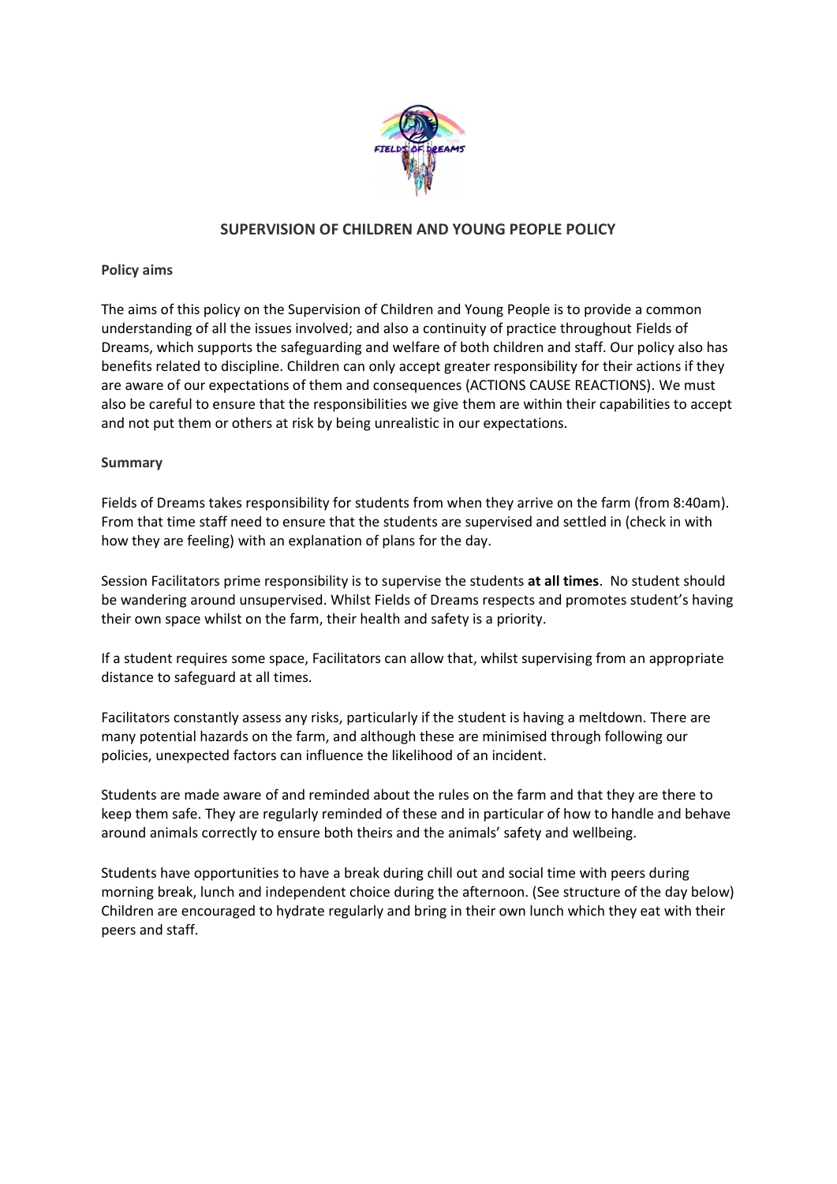# SUPERVISION OF CHILDREN AND YOUNG PEOPLE POLICY

**Policy aims**

The aims of this policy on the Supervision of Children and Young People is to provide a common understanding of all the issues involved; and also a continuity of practice throughout Fields of Dreams, which supports the safeguarding and welfare of both children and staff. Our policy also has benefits related to discipline. Children can only accept greater responsibility for their actions if they are aware of our expectations of them and consequences (ACTIONS CAUSE REACTIONS). We must also be careful to ensure that the responsibilities we give them are within their capabilities to accept and not put them or others at risk by being unrealistic in our expectations.

**Summary**

Fields of Dreams takes responsibility for students from when they arrive on the farm (from 8:40am). From that time staff need to ensure that the students are supervised and settled in (check in with how they are feeling) with an explanation of plans for the day.

Session Facilitators prime responsibility is to supervise the students **at all times**. No student should be wandering around unsupervised. Whilst Fields of Dreams respects and promotes student's having their own space whilst on the farm, their health and safety is a priority.

If a student requires some space, Facilitators can allow that, whilst supervising from an appropriate distance to safeguard at all times.

Facilitators constantly assess any risks, particularly if the student is having a meltdown. There are many potential hazards on the farm, and although these are minimised through following our policies, unexpected factors can influence the likelihood of an incident.

Students are made aware of and reminded about the rules on the farm and that they are there to keep them safe. They are regularly reminded of these and in particular of how to handle and behave around animals correctly to ensure both theirs and the animals' safety and wellbeing.

Students have opportunities to have a break during chill out and social time with peers during morning break, lunch and independent choice during the afternoon. (See structure of the day below) Children are encouraged to hydrate regularly and bring in their own lunch which they eat with their peers and staff.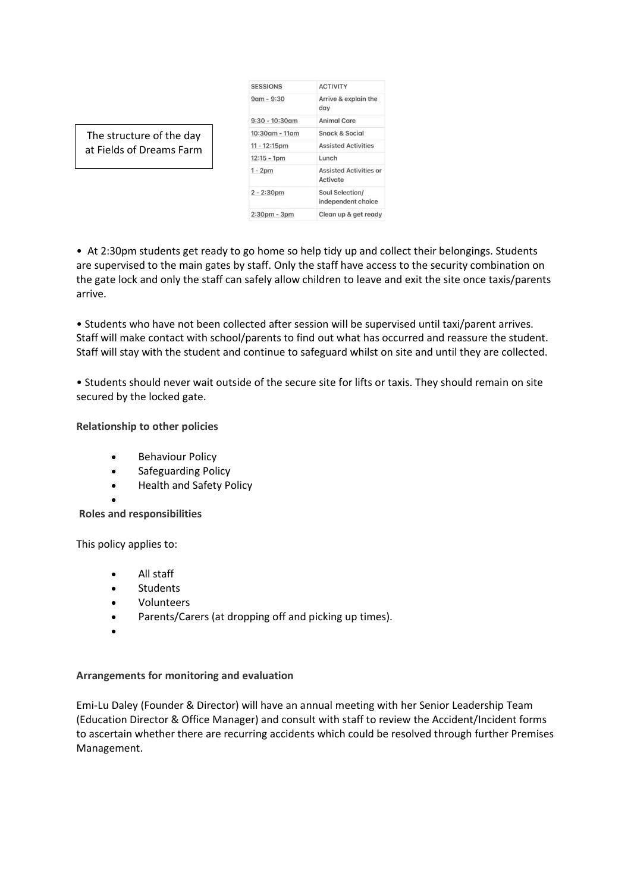The structure of the day at Fields of Dreams Farm

| SESSIONS | ACTIVITY |
| --- | --- |
| 9am - 9:30 | Arrive & explain the day |
| 9:30 - 10:30am | Animal Care |
| 10:30am - 11am | Snack & Social |
| 11 - 12:15pm | Assisted Activities |
| 12:15 - 1pm | Lunch |
| 1 - 2pm | Assisted Activities or Activate |
| 2 - 2:30pm | Soul Selection/ independent choice |
| 2:30pm - 3pm | Clean up & get ready |

• At 2:30pm students get ready to go home so help tidy up and collect their belongings. Students are supervised to the main gates by staff. Only the staff have access to the security combination on the gate lock and only the staff can safely allow children to leave and exit the site once taxis/parents arrive.

• Students who have not been collected after session will be supervised until taxi/parent arrives. Staff will make contact with school/parents to find out what has occurred and reassure the student. Staff will stay with the student and continue to safeguard whilst on site and until they are collected.

• Students should never wait outside of the secure site for lifts or taxis. They should remain on site secured by the locked gate.

**Relationship to other policies**

- Behaviour Policy
- Safeguarding Policy
- Health and Safety Policy

**Roles and responsibilities**

This policy applies to:

- All staff
- Students
- Volunteers
- Parents/Carers (at dropping off and picking up times).

**Arrangements for monitoring and evaluation**

Emi-Lu Daley (Founder & Director) will have an annual meeting with her Senior Leadership Team (Education Director & Office Manager) and consult with staff to review the Accident/Incident forms to ascertain whether there are recurring accidents which could be resolved through further Premises Management.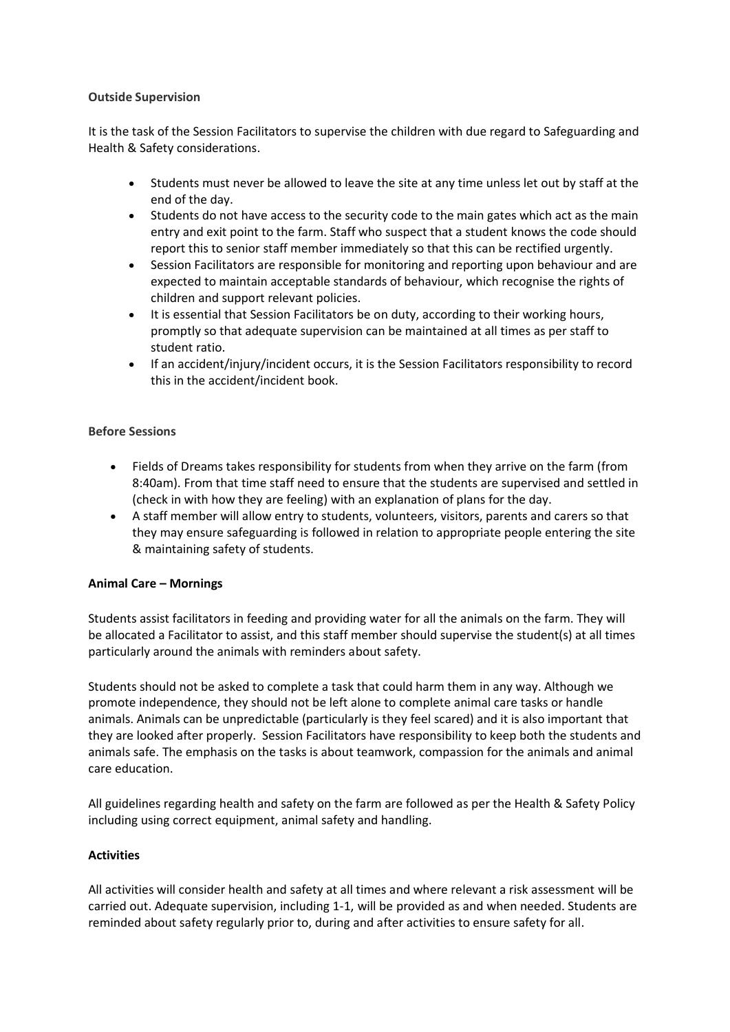**Outside Supervision**

It is the task of the Session Facilitators to supervise the children with due regard to Safeguarding and Health & Safety considerations.

- Students must never be allowed to leave the site at any time unless let out by staff at the end of the day.
- Students do not have access to the security code to the main gates which act as the main entry and exit point to the farm. Staff who suspect that a student knows the code should report this to senior staff member immediately so that this can be rectified urgently.
- Session Facilitators are responsible for monitoring and reporting upon behaviour and are expected to maintain acceptable standards of behaviour, which recognise the rights of children and support relevant policies.
- It is essential that Session Facilitators be on duty, according to their working hours, promptly so that adequate supervision can be maintained at all times as per staff to student ratio.
- If an accident/injury/incident occurs, it is the Session Facilitators responsibility to record this in the accident/incident book.

**Before Sessions**

- Fields of Dreams takes responsibility for students from when they arrive on the farm (from 8:40am). From that time staff need to ensure that the students are supervised and settled in (check in with how they are feeling) with an explanation of plans for the day.
- A staff member will allow entry to students, volunteers, visitors, parents and carers so that they may ensure safeguarding is followed in relation to appropriate people entering the site & maintaining safety of students.

**Animal Care – Mornings**

Students assist facilitators in feeding and providing water for all the animals on the farm. They will be allocated a Facilitator to assist, and this staff member should supervise the student(s) at all times particularly around the animals with reminders about safety.

Students should not be asked to complete a task that could harm them in any way. Although we promote independence, they should not be left alone to complete animal care tasks or handle animals. Animals can be unpredictable (particularly is they feel scared) and it is also important that they are looked after properly. Session Facilitators have responsibility to keep both the students and animals safe. The emphasis on the tasks is about teamwork, compassion for the animals and animal care education.

All guidelines regarding health and safety on the farm are followed as per the Health & Safety Policy including using correct equipment, animal safety and handling.

**Activities**

All activities will consider health and safety at all times and where relevant a risk assessment will be carried out. Adequate supervision, including 1-1, will be provided as and when needed. Students are reminded about safety regularly prior to, during and after activities to ensure safety for all.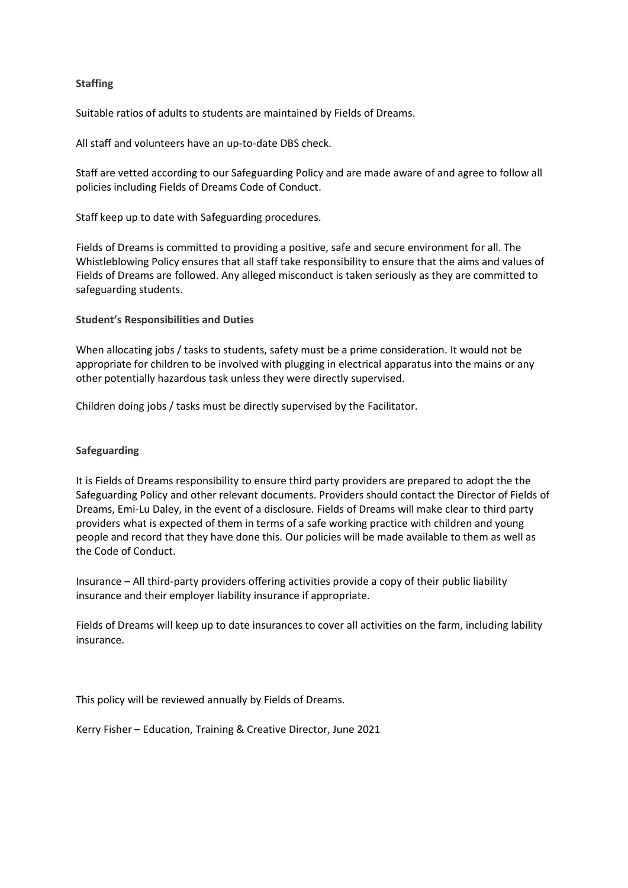**Staffing**

Suitable ratios of adults to students are maintained by Fields of Dreams.

All staff and volunteers have an up-to-date DBS check.

Staff are vetted according to our Safeguarding Policy and are made aware of and agree to follow all policies including Fields of Dreams Code of Conduct.

Staff keep up to date with Safeguarding procedures.

Fields of Dreams is committed to providing a positive, safe and secure environment for all. The Whistleblowing Policy ensures that all staff take responsibility to ensure that the aims and values of Fields of Dreams are followed. Any alleged misconduct is taken seriously as they are committed to safeguarding students.

**Student's Responsibilities and Duties**

When allocating jobs / tasks to students, safety must be a prime consideration. It would not be appropriate for children to be involved with plugging in electrical apparatus into the mains or any other potentially hazardous task unless they were directly supervised.

Children doing jobs / tasks must be directly supervised by the Facilitator.

**Safeguarding**

It is Fields of Dreams responsibility to ensure third party providers are prepared to adopt the the Safeguarding Policy and other relevant documents. Providers should contact the Director of Fields of Dreams, Emi-Lu Daley, in the event of a disclosure. Fields of Dreams will make clear to third party providers what is expected of them in terms of a safe working practice with children and young people and record that they have done this. Our policies will be made available to them as well as the Code of Conduct.

Insurance – All third-party providers offering activities provide a copy of their public liability insurance and their employer liability insurance if appropriate.

Fields of Dreams will keep up to date insurances to cover all activities on the farm, including lability insurance.

This policy will be reviewed annually by Fields of Dreams.

Kerry Fisher – Education, Training & Creative Director, June 2021